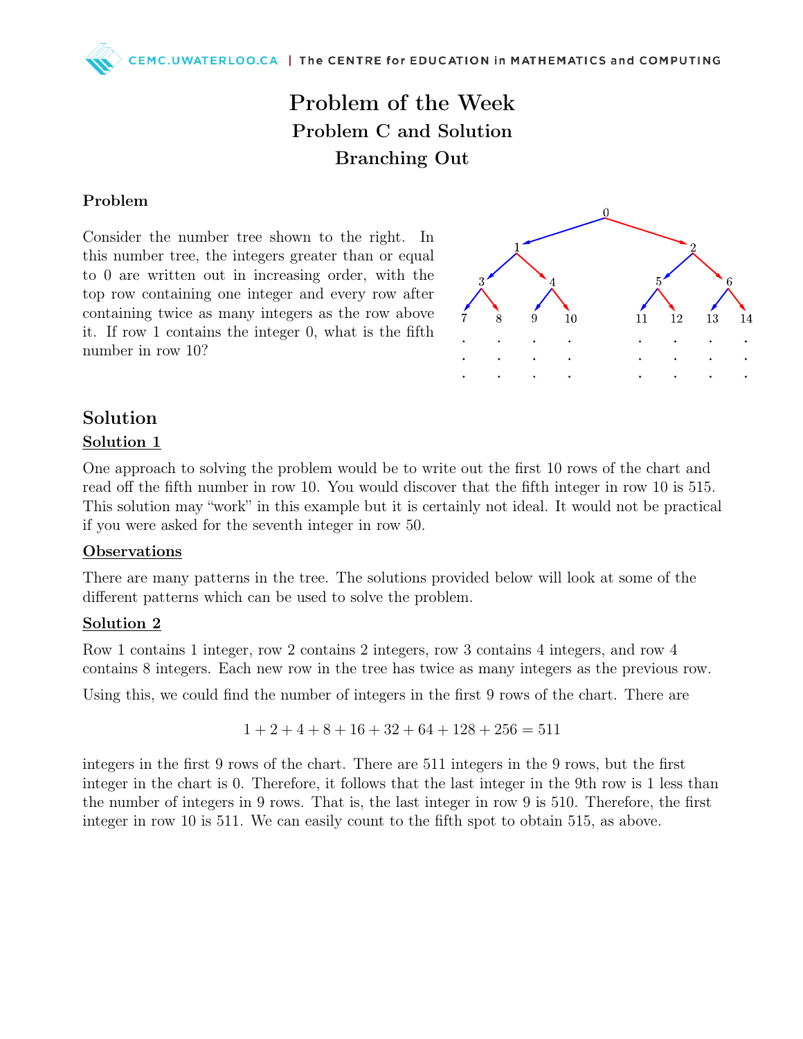# Problem of the Week
## Problem C and Solution
## Branching Out

### Problem

Consider the number tree shown to the right. In this number tree, the integers greater than or equal to 0 are written out in increasing order, with the top row containing one integer and every row after containing twice as many integers as the row above it. If row 1 contains the integer 0, what is the fifth number in row 10?

## Solution

### Solution 1

One approach to solving the problem would be to write out the first 10 rows of the chart and read off the fifth number in row 10. You would discover that the fifth integer in row 10 is 515. This solution may "work" in this example but it is certainly not ideal. It would not be practical if you were asked for the seventh integer in row 50.

### Observations

There are many patterns in the tree. The solutions provided below will look at some of the different patterns which can be used to solve the problem.

### Solution 2

Row 1 contains 1 integer, row 2 contains 2 integers, row 3 contains 4 integers, and row 4 contains 8 integers. Each new row in the tree has twice as many integers as the previous row.

Using this, we could find the number of integers in the first 9 rows of the chart. There are

$$1 + 2 + 4 + 8 + 16 + 32 + 64 + 128 + 256 = 511$$

integers in the first 9 rows of the chart. There are 511 integers in the 9 rows, but the first integer in the chart is 0. Therefore, it follows that the last integer in the 9th row is 1 less than the number of integers in 9 rows. That is, the last integer in row 9 is 510. Therefore, the first integer in row 10 is 511. We can easily count to the fifth spot to obtain 515, as above.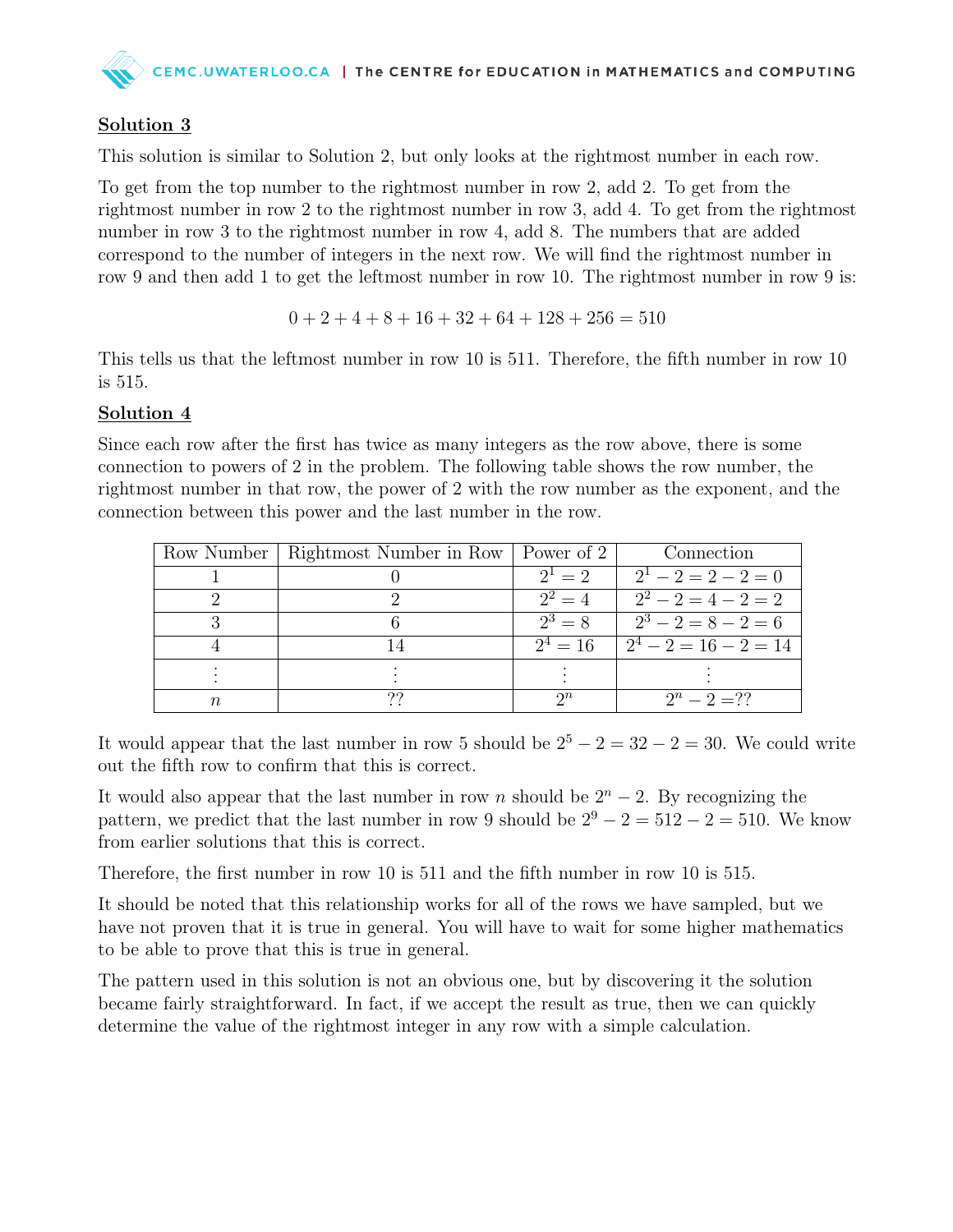**Solution 3**

This solution is similar to Solution 2, but only looks at the rightmost number in each row.

To get from the top number to the rightmost number in row 2, add 2. To get from the rightmost number in row 2 to the rightmost number in row 3, add 4. To get from the rightmost number in row 3 to the rightmost number in row 4, add 8. The numbers that are added correspond to the number of integers in the next row. We will find the rightmost number in row 9 and then add 1 to get the leftmost number in row 10. The rightmost number in row 9 is:

$$0 + 2 + 4 + 8 + 16 + 32 + 64 + 128 + 256 = 510$$

This tells us that the leftmost number in row 10 is 511. Therefore, the fifth number in row 10 is 515.

**Solution 4**

Since each row after the first has twice as many integers as the row above, there is some connection to powers of 2 in the problem. The following table shows the row number, the rightmost number in that row, the power of 2 with the row number as the exponent, and the connection between this power and the last number in the row.

| Row Number | Rightmost Number in Row | Power of 2 | Connection |
|---|---|---|---|
| 1 | 0 | $2^1 = 2$ | $2^1 - 2 = 2 - 2 = 0$ |
| 2 | 2 | $2^2 = 4$ | $2^2 - 2 = 4 - 2 = 2$ |
| 3 | 6 | $2^3 = 8$ | $2^3 - 2 = 8 - 2 = 6$ |
| 4 | 14 | $2^4 = 16$ | $2^4 - 2 = 16 - 2 = 14$ |
| $\vdots$ | $\vdots$ | $\vdots$ | $\vdots$ |
| $n$ | ?? | $2^n$ | $2^n - 2 =$?? |

It would appear that the last number in row 5 should be $2^5 - 2 = 32 - 2 = 30$. We could write out the fifth row to confirm that this is correct.

It would also appear that the last number in row $n$ should be $2^n - 2$. By recognizing the pattern, we predict that the last number in row 9 should be $2^9 - 2 = 512 - 2 = 510$. We know from earlier solutions that this is correct.

Therefore, the first number in row 10 is 511 and the fifth number in row 10 is 515.

It should be noted that this relationship works for all of the rows we have sampled, but we have not proven that it is true in general. You will have to wait for some higher mathematics to be able to prove that this is true in general.

The pattern used in this solution is not an obvious one, but by discovering it the solution became fairly straightforward. In fact, if we accept the result as true, then we can quickly determine the value of the rightmost integer in any row with a simple calculation.